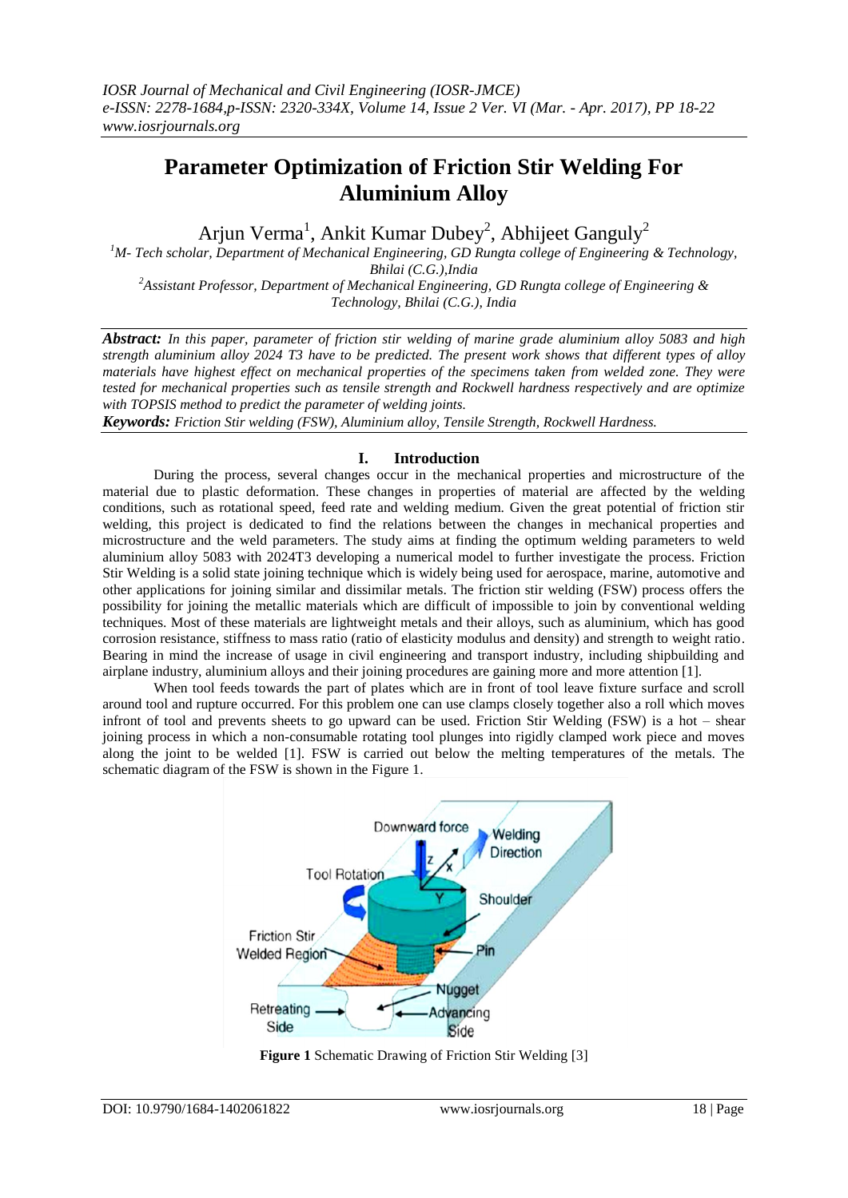# Parameter Optimization of Friction Stir Welding For Aluminium Alloy

Arjun Verma[1], Ankit Kumar Dubey[2], Abhijeet Ganguly[2]

[1]*M- Tech scholar, Department of Mechanical Engineering, GD Rungta college of Engineering & Technology, Bhilai (C.G.),India*

[2]*Assistant Professor, Department of Mechanical Engineering, GD Rungta college of Engineering & Technology, Bhilai (C.G.), India*

***Abstract:*** *In this paper, parameter of friction stir welding of marine grade aluminium alloy 5083 and high strength aluminium alloy 2024 T3 have to be predicted. The present work shows that different types of alloy materials have highest effect on mechanical properties of the specimens taken from welded zone. They were tested for mechanical properties such as tensile strength and Rockwell hardness respectively and are optimize with TOPSIS method to predict the parameter of welding joints.*

***Keywords:*** *Friction Stir welding (FSW), Aluminium alloy, Tensile Strength, Rockwell Hardness.*

## I. Introduction

During the process, several changes occur in the mechanical properties and microstructure of the material due to plastic deformation. These changes in properties of material are affected by the welding conditions, such as rotational speed, feed rate and welding medium. Given the great potential of friction stir welding, this project is dedicated to find the relations between the changes in mechanical properties and microstructure and the weld parameters. The study aims at finding the optimum welding parameters to weld aluminium alloy 5083 with 2024T3 developing a numerical model to further investigate the process. Friction Stir Welding is a solid state joining technique which is widely being used for aerospace, marine, automotive and other applications for joining similar and dissimilar metals. The friction stir welding (FSW) process offers the possibility for joining the metallic materials which are difficult of impossible to join by conventional welding techniques. Most of these materials are lightweight metals and their alloys, such as aluminium, which has good corrosion resistance, stiffness to mass ratio (ratio of elasticity modulus and density) and strength to weight ratio. Bearing in mind the increase of usage in civil engineering and transport industry, including shipbuilding and airplane industry, aluminium alloys and their joining procedures are gaining more and more attention [1].

When tool feeds towards the part of plates which are in front of tool leave fixture surface and scroll around tool and rupture occurred. For this problem one can use clamps closely together also a roll which moves infront of tool and prevents sheets to go upward can be used. Friction Stir Welding (FSW) is a hot – shear joining process in which a non-consumable rotating tool plunges into rigidly clamped work piece and moves along the joint to be welded [1]. FSW is carried out below the melting temperatures of the metals. The schematic diagram of the FSW is shown in the Figure 1.

**Figure 1** Schematic Drawing of Friction Stir Welding [3]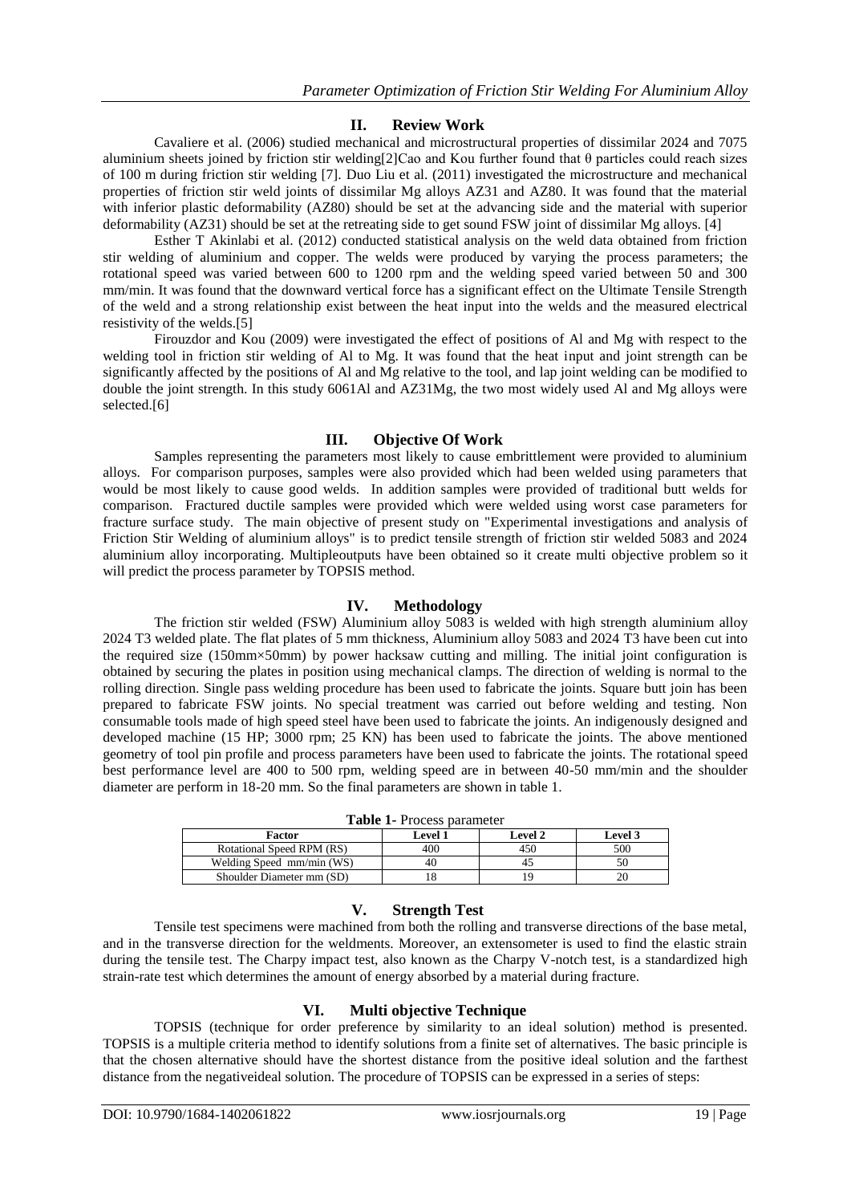## II. Review Work

Cavaliere et al. (2006) studied mechanical and microstructural properties of dissimilar 2024 and 7075 aluminium sheets joined by friction stir welding[2]Cao and Kou further found that θ particles could reach sizes of 100 m during friction stir welding [7]. Duo Liu et al. (2011) investigated the microstructure and mechanical properties of friction stir weld joints of dissimilar Mg alloys AZ31 and AZ80. It was found that the material with inferior plastic deformability (AZ80) should be set at the advancing side and the material with superior deformability (AZ31) should be set at the retreating side to get sound FSW joint of dissimilar Mg alloys. [4]

Esther T Akinlabi et al. (2012) conducted statistical analysis on the weld data obtained from friction stir welding of aluminium and copper. The welds were produced by varying the process parameters; the rotational speed was varied between 600 to 1200 rpm and the welding speed varied between 50 and 300 mm/min. It was found that the downward vertical force has a significant effect on the Ultimate Tensile Strength of the weld and a strong relationship exist between the heat input into the welds and the measured electrical resistivity of the welds.[5]

Firouzdor and Kou (2009) were investigated the effect of positions of Al and Mg with respect to the welding tool in friction stir welding of Al to Mg. It was found that the heat input and joint strength can be significantly affected by the positions of Al and Mg relative to the tool, and lap joint welding can be modified to double the joint strength. In this study 6061Al and AZ31Mg, the two most widely used Al and Mg alloys were selected.[6]

## III. Objective Of Work

Samples representing the parameters most likely to cause embrittlement were provided to aluminium alloys. For comparison purposes, samples were also provided which had been welded using parameters that would be most likely to cause good welds. In addition samples were provided of traditional butt welds for comparison. Fractured ductile samples were provided which were welded using worst case parameters for fracture surface study. The main objective of present study on "Experimental investigations and analysis of Friction Stir Welding of aluminium alloys" is to predict tensile strength of friction stir welded 5083 and 2024 aluminium alloy incorporating. Multipleoutputs have been obtained so it create multi objective problem so it will predict the process parameter by TOPSIS method.

## IV. Methodology

The friction stir welded (FSW) Aluminium alloy 5083 is welded with high strength aluminium alloy 2024 T3 welded plate. The flat plates of 5 mm thickness, Aluminium alloy 5083 and 2024 T3 have been cut into the required size (150mm×50mm) by power hacksaw cutting and milling. The initial joint configuration is obtained by securing the plates in position using mechanical clamps. The direction of welding is normal to the rolling direction. Single pass welding procedure has been used to fabricate the joints. Square butt join has been prepared to fabricate FSW joints. No special treatment was carried out before welding and testing. Non consumable tools made of high speed steel have been used to fabricate the joints. An indigenously designed and developed machine (15 HP; 3000 rpm; 25 KN) has been used to fabricate the joints. The above mentioned geometry of tool pin profile and process parameters have been used to fabricate the joints. The rotational speed best performance level are 400 to 500 rpm, welding speed are in between 40-50 mm/min and the shoulder diameter are perform in 18-20 mm. So the final parameters are shown in table 1.

**Table 1-** Process parameter

| Factor | Level 1 | Level 2 | Level 3 |
|---|---|---|---|
| Rotational Speed RPM (RS) | 400 | 450 | 500 |
| Welding Speed mm/min (WS) | 40 | 45 | 50 |
| Shoulder Diameter mm (SD) | 18 | 19 | 20 |

## V. Strength Test

Tensile test specimens were machined from both the rolling and transverse directions of the base metal, and in the transverse direction for the weldments. Moreover, an extensometer is used to find the elastic strain during the tensile test. The Charpy impact test, also known as the Charpy V-notch test, is a standardized high strain-rate test which determines the amount of energy absorbed by a material during fracture.

## VI. Multi objective Technique

TOPSIS (technique for order preference by similarity to an ideal solution) method is presented. TOPSIS is a multiple criteria method to identify solutions from a finite set of alternatives. The basic principle is that the chosen alternative should have the shortest distance from the positive ideal solution and the farthest distance from the negativeideal solution. The procedure of TOPSIS can be expressed in a series of steps: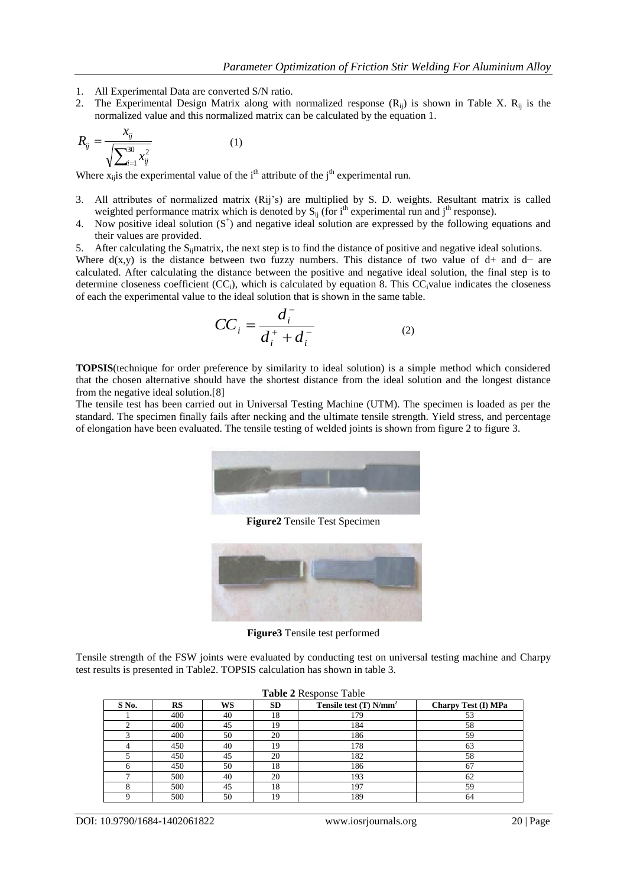1. All Experimental Data are converted S/N ratio.
2. The Experimental Design Matrix along with normalized response ($R_{ij}$) is shown in Table X. $R_{ij}$ is the normalized value and this normalized matrix can be calculated by the equation 1.

$$R_{ij} = \frac{x_{ij}}{\sqrt{\sum_{i=1}^{30} x_{ij}^2}} \qquad (1)$$

Where $x_{ij}$is the experimental value of the $i^{th}$ attribute of the $j^{th}$ experimental run.

3. All attributes of normalized matrix (Rij's) are multiplied by S. D. weights. Resultant matrix is called weighted performance matrix which is denoted by $S_{ij}$ (for $i^{th}$ experimental run and $j^{th}$ response).
4. Now positive ideal solution ($S^+$) and negative ideal solution are expressed by the following equations and their values are provided.
5. After calculating the $S_{ij}$matrix, the next step is to find the distance of positive and negative ideal solutions.

Where d(x,y) is the distance between two fuzzy numbers. This distance of two value of d+ and d− are calculated. After calculating the distance between the positive and negative ideal solution, the final step is to determine closeness coefficient ($CC_i$), which is calculated by equation 8. This $CC_i$value indicates the closeness of each the experimental value to the ideal solution that is shown in the same table.

$$CC_i = \frac{d_i^-}{d_i^+ + d_i^-} \qquad (2)$$

**TOPSIS**(technique for order preference by similarity to ideal solution) is a simple method which considered that the chosen alternative should have the shortest distance from the ideal solution and the longest distance from the negative ideal solution.[8]

The tensile test has been carried out in Universal Testing Machine (UTM). The specimen is loaded as per the standard. The specimen finally fails after necking and the ultimate tensile strength. Yield stress, and percentage of elongation have been evaluated. The tensile testing of welded joints is shown from figure 2 to figure 3.

**Figure2** Tensile Test Specimen

**Figure3** Tensile test performed

Tensile strength of the FSW joints were evaluated by conducting test on universal testing machine and Charpy test results is presented in Table2. TOPSIS calculation has shown in table 3.

**Table 2** Response Table

| S No. | RS | WS | SD | Tensile test (T) N/mm$^2$ | Charpy Test (I) MPa |
|---|---|---|---|---|---|
| 1 | 400 | 40 | 18 | 179 | 53 |
| 2 | 400 | 45 | 19 | 184 | 58 |
| 3 | 400 | 50 | 20 | 186 | 59 |
| 4 | 450 | 40 | 19 | 178 | 63 |
| 5 | 450 | 45 | 20 | 182 | 58 |
| 6 | 450 | 50 | 18 | 186 | 67 |
| 7 | 500 | 40 | 20 | 193 | 62 |
| 8 | 500 | 45 | 18 | 197 | 59 |
| 9 | 500 | 50 | 19 | 189 | 64 |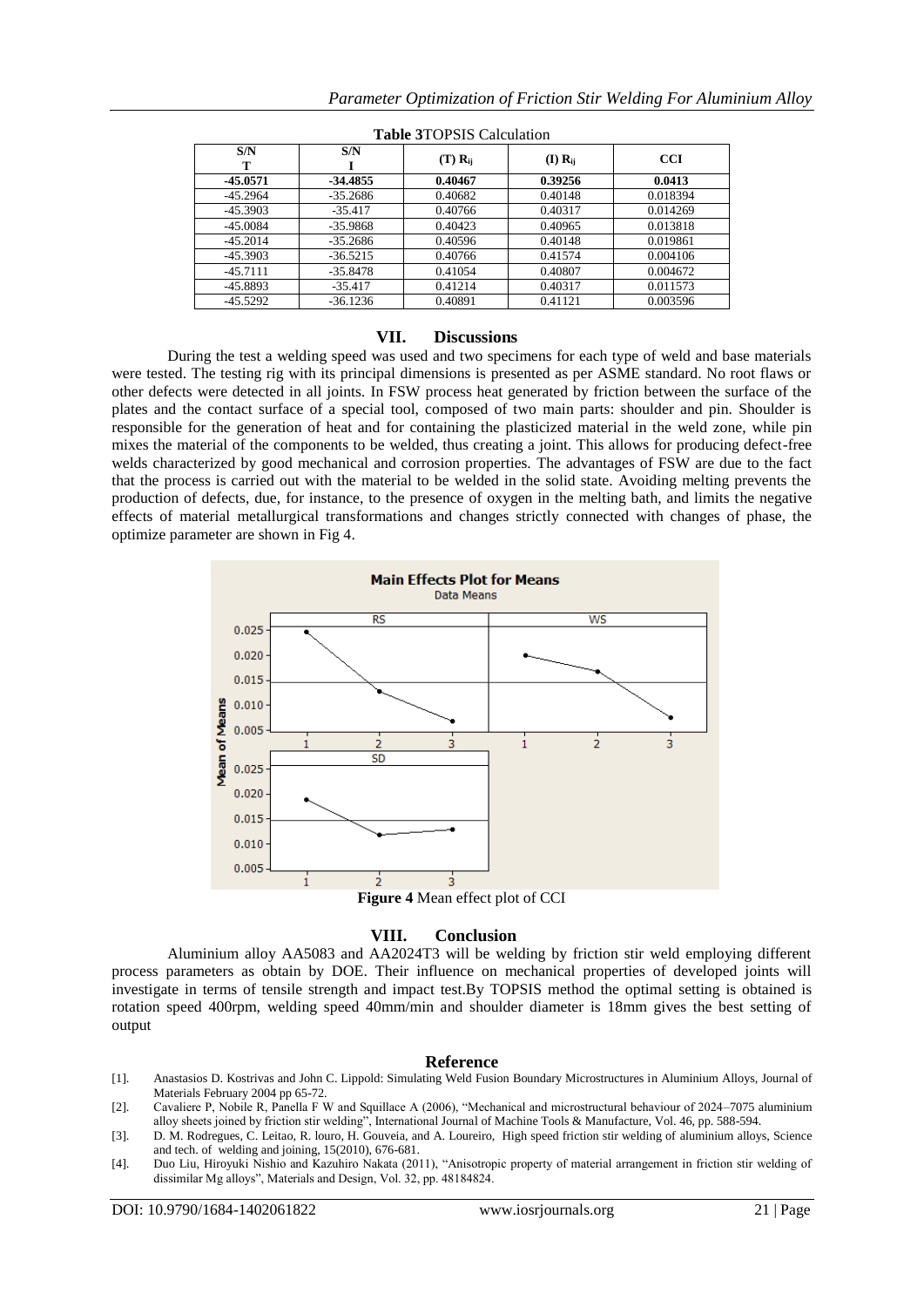**Table 3**TOPSIS Calculation

| S/N T | S/N I | (T) $R_{ij}$ | (I) $R_{ij}$ | CCI |
|---|---|---|---|---|
| **-45.0571** | **-34.4855** | **0.40467** | **0.39256** | **0.0413** |
| -45.2964 | -35.2686 | 0.40682 | 0.40148 | 0.018394 |
| -45.3903 | -35.417 | 0.40766 | 0.40317 | 0.014269 |
| -45.0084 | -35.9868 | 0.40423 | 0.40965 | 0.013818 |
| -45.2014 | -35.2686 | 0.40596 | 0.40148 | 0.019861 |
| -45.3903 | -36.5215 | 0.40766 | 0.41574 | 0.004106 |
| -45.7111 | -35.8478 | 0.41054 | 0.40807 | 0.004672 |
| -45.8893 | -35.417 | 0.41214 | 0.40317 | 0.011573 |
| -45.5292 | -36.1236 | 0.40891 | 0.41121 | 0.003596 |

## VII. Discussions

During the test a welding speed was used and two specimens for each type of weld and base materials were tested. The testing rig with its principal dimensions is presented as per ASME standard. No root flaws or other defects were detected in all joints. In FSW process heat generated by friction between the surface of the plates and the contact surface of a special tool, composed of two main parts: shoulder and pin. Shoulder is responsible for the generation of heat and for containing the plasticized material in the weld zone, while pin mixes the material of the components to be welded, thus creating a joint. This allows for producing defect-free welds characterized by good mechanical and corrosion properties. The advantages of FSW are due to the fact that the process is carried out with the material to be welded in the solid state. Avoiding melting prevents the production of defects, due, for instance, to the presence of oxygen in the melting bath, and limits the negative effects of material metallurgical transformations and changes strictly connected with changes of phase, the optimize parameter are shown in Fig 4.

**Figure 4** Mean effect plot of CCI

## VIII. Conclusion

Aluminium alloy AA5083 and AA2024T3 will be welding by friction stir weld employing different process parameters as obtain by DOE. Their influence on mechanical properties of developed joints will investigate in terms of tensile strength and impact test.By TOPSIS method the optimal setting is obtained is rotation speed 400rpm, welding speed 40mm/min and shoulder diameter is 18mm gives the best setting of output

## Reference

[1]. Anastasios D. Kostrivas and John C. Lippold: Simulating Weld Fusion Boundary Microstructures in Aluminium Alloys, Journal of Materials February 2004 pp 65-72.

[2]. Cavaliere P, Nobile R, Panella F W and Squillace A (2006), "Mechanical and microstructural behaviour of 2024–7075 aluminium alloy sheets joined by friction stir welding", International Journal of Machine Tools & Manufacture, Vol. 46, pp. 588-594.

[3]. D. M. Rodregues, C. Leitao, R. louro, H. Gouveia, and A. Loureiro, High speed friction stir welding of aluminium alloys, Science and tech. of welding and joining, 15(2010), 676-681.

[4]. Duo Liu, Hiroyuki Nishio and Kazuhiro Nakata (2011), "Anisotropic property of material arrangement in friction stir welding of dissimilar Mg alloys", Materials and Design, Vol. 32, pp. 48184824.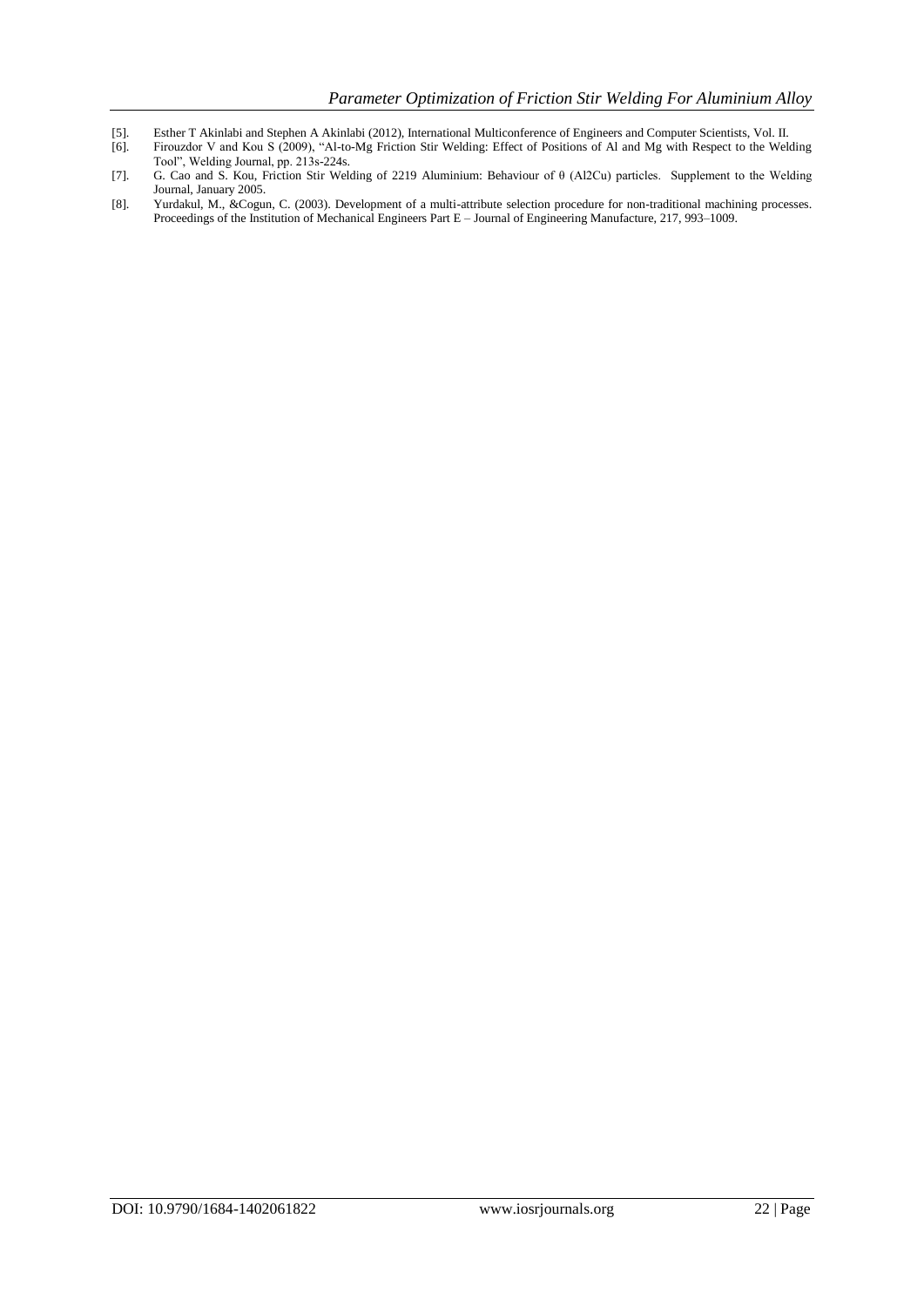[5]. Esther T Akinlabi and Stephen A Akinlabi (2012), International Multiconference of Engineers and Computer Scientists, Vol. II.

[6]. Firouzdor V and Kou S (2009), "Al-to-Mg Friction Stir Welding: Effect of Positions of Al and Mg with Respect to the Welding Tool", Welding Journal, pp. 213s-224s.

[7]. G. Cao and S. Kou, Friction Stir Welding of 2219 Aluminium: Behaviour of θ (Al2Cu) particles. Supplement to the Welding Journal, January 2005.

[8]. Yurdakul, M., &Cogun, C. (2003). Development of a multi-attribute selection procedure for non-traditional machining processes. Proceedings of the Institution of Mechanical Engineers Part E – Journal of Engineering Manufacture, 217, 993–1009.